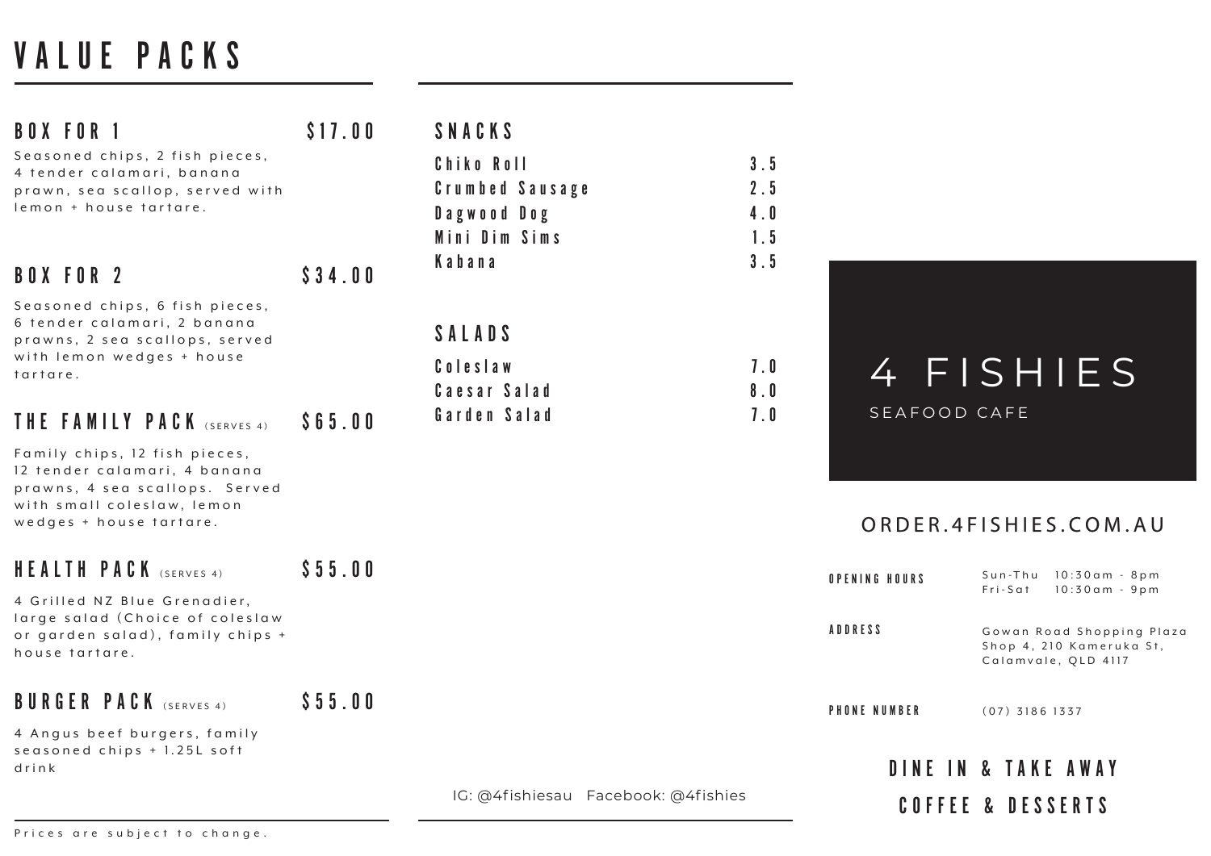# VALUE PACKS

## BOX FOR 1 — $17.00

Seasoned chips, 2 fish pieces, 4 tender calamari, banana prawn, sea scallop, served with lemon + house tartare.

## BOX FOR 2 — $34.00

Seasoned chips, 6 fish pieces, 6 tender calamari, 2 banana prawns, 2 sea scallops, served with lemon wedges + house tartare.

## THE FAMILY PACK (SERVES 4) — $65.00

Family chips, 12 fish pieces, 12 tender calamari, 4 banana prawns, 4 sea scallops. Served with small coleslaw, lemon wedges + house tartare.

## HEALTH PACK (SERVES 4) — $55.00

4 Grilled NZ Blue Grenadier, large salad (Choice of coleslaw or garden salad), family chips + house tartare.

## BURGER PACK (SERVES 4) — $55.00

4 Angus beef burgers, family seasoned chips + 1.25L soft drink

Prices are subject to change.

## SNACKS

| Item | Price |
|---|---|
| Chiko Roll | 3.5 |
| Crumbed Sausage | 2.5 |
| Dagwood Dog | 4.0 |
| Mini Dim Sims | 1.5 |
| Kabana | 3.5 |

## SALADS

| Item | Price |
|---|---|
| Coleslaw | 7.0 |
| Caesar Salad | 8.0 |
| Garden Salad | 7.0 |

IG: @4fishiesau Facebook: @4fishies

# 4 FISHIES

SEAFOOD CAFE

ORDER.4FISHIES.COM.AU

**OPENING HOURS**
Sun-Thu 10:30am - 8pm
Fri-Sat 10:30am - 9pm

**ADDRESS**
Gowan Road Shopping Plaza
Shop 4, 210 Kameruka St,
Calamvale, QLD 4117

**PHONE NUMBER**
(07) 3186 1337

**DINE IN & TAKE AWAY**

**COFFEE & DESSERTS**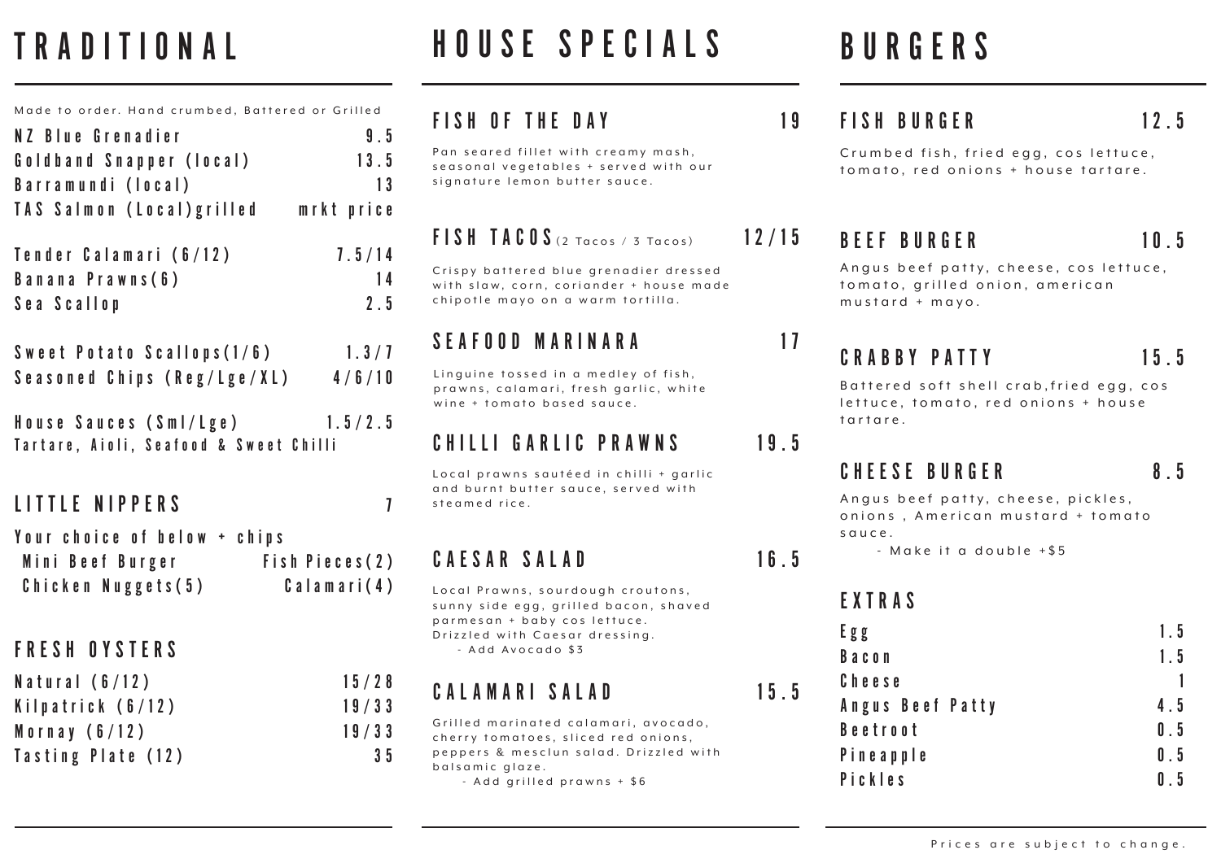# TRADITIONAL

Made to order. Hand crumbed, Battered or Grilled

| | |
|---|---|
| NZ Blue Grenadier | 9.5 |
| Goldband Snapper (local) | 13.5 |
| Barramundi (local) | 13 |
| TAS Salmon (Local)grilled | mrkt price |
| Tender Calamari (6/12) | 7.5/14 |
| Banana Prawns(6) | 14 |
| Sea Scallop | 2.5 |
| Sweet Potato Scallops(1/6) | 1.3/7 |
| Seasoned Chips (Reg/Lge/XL) | 4/6/10 |
| House Sauces (Sml/Lge) | 1.5/2.5 |

Tartare, Aioli, Seafood & Sweet Chilli

## LITTLE NIPPERS 7

Your choice of below + chips

| | |
|---|---|
| Mini Beef Burger | Fish Pieces(2) |
| Chicken Nuggets(5) | Calamari(4) |

## FRESH OYSTERS

| | |
|---|---|
| Natural (6/12) | 15/28 |
| Kilpatrick (6/12) | 19/33 |
| Mornay (6/12) | 19/33 |
| Tasting Plate (12) | 35 |

# HOUSE SPECIALS

## FISH OF THE DAY 19

Pan seared fillet with creamy mash, seasonal vegetables + served with our signature lemon butter sauce.

## FISH TACOS (2 Tacos / 3 Tacos) 12/15

Crispy battered blue grenadier dressed with slaw, corn, coriander + house made chipotle mayo on a warm tortilla.

## SEAFOOD MARINARA 17

Linguine tossed in a medley of fish, prawns, calamari, fresh garlic, white wine + tomato based sauce.

## CHILLI GARLIC PRAWNS 19.5

Local prawns sautéed in chilli + garlic and burnt butter sauce, served with steamed rice.

## CAESAR SALAD 16.5

Local Prawns, sourdough croutons, sunny side egg, grilled bacon, shaved parmesan + baby cos lettuce. Drizzled with Caesar dressing.

- Add Avocado $3

## CALAMARI SALAD 15.5

Grilled marinated calamari, avocado, cherry tomatoes, sliced red onions, peppers & mesclun salad. Drizzled with balsamic glaze.

- Add grilled prawns + $6

# BURGERS

## FISH BURGER 12.5

Crumbed fish, fried egg, cos lettuce, tomato, red onions + house tartare.

## BEEF BURGER 10.5

Angus beef patty, cheese, cos lettuce, tomato, grilled onion, american mustard + mayo.

## CRABBY PATTY 15.5

Battered soft shell crab,fried egg, cos lettuce, tomato, red onions + house tartare.

## CHEESE BURGER 8.5

Angus beef patty, cheese, pickles, onions , American mustard + tomato sauce.

- Make it a double +$5

## EXTRAS

| | |
|---|---|
| Egg | 1.5 |
| Bacon | 1.5 |
| Cheese | 1 |
| Angus Beef Patty | 4.5 |
| Beetroot | 0.5 |
| Pineapple | 0.5 |
| Pickles | 0.5 |

Prices are subject to change.